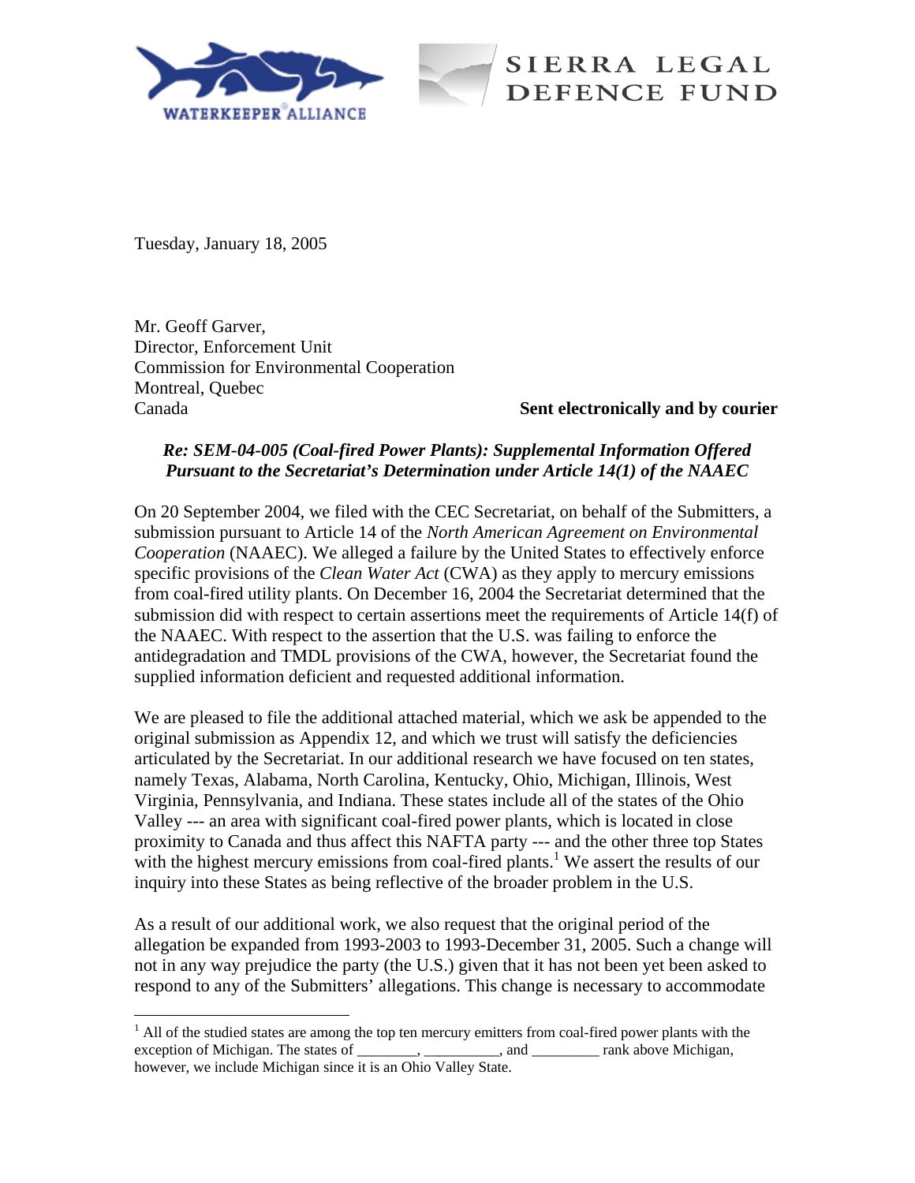WATERKEEPER® ALLIANCE

SIERRA LEGAL DEFENCE FUND

Tuesday, January 18, 2005

Mr. Geoff Garver,
Director, Enforcement Unit
Commission for Environmental Cooperation
Montreal, Quebec
Canada

**Sent electronically and by courier**

***Re: SEM-04-005 (Coal-fired Power Plants): Supplemental Information Offered Pursuant to the Secretariat's Determination under Article 14(1) of the NAAEC***

On 20 September 2004, we filed with the CEC Secretariat, on behalf of the Submitters, a submission pursuant to Article 14 of the *North American Agreement on Environmental Cooperation* (NAAEC). We alleged a failure by the United States to effectively enforce specific provisions of the *Clean Water Act* (CWA) as they apply to mercury emissions from coal-fired utility plants. On December 16, 2004 the Secretariat determined that the submission did with respect to certain assertions meet the requirements of Article 14(f) of the NAAEC. With respect to the assertion that the U.S. was failing to enforce the antidegradation and TMDL provisions of the CWA, however, the Secretariat found the supplied information deficient and requested additional information.

We are pleased to file the additional attached material, which we ask be appended to the original submission as Appendix 12, and which we trust will satisfy the deficiencies articulated by the Secretariat. In our additional research we have focused on ten states, namely Texas, Alabama, North Carolina, Kentucky, Ohio, Michigan, Illinois, West Virginia, Pennsylvania, and Indiana. These states include all of the states of the Ohio Valley --- an area with significant coal-fired power plants, which is located in close proximity to Canada and thus affect this NAFTA party --- and the other three top States with the highest mercury emissions from coal-fired plants.[1] We assert the results of our inquiry into these States as being reflective of the broader problem in the U.S.

As a result of our additional work, we also request that the original period of the allegation be expanded from 1993-2003 to 1993-December 31, 2005. Such a change will not in any way prejudice the party (the U.S.) given that it has not been yet been asked to respond to any of the Submitters' allegations. This change is necessary to accommodate

[1] All of the studied states are among the top ten mercury emitters from coal-fired power plants with the exception of Michigan. The states of ________, __________, and _________ rank above Michigan, however, we include Michigan since it is an Ohio Valley State.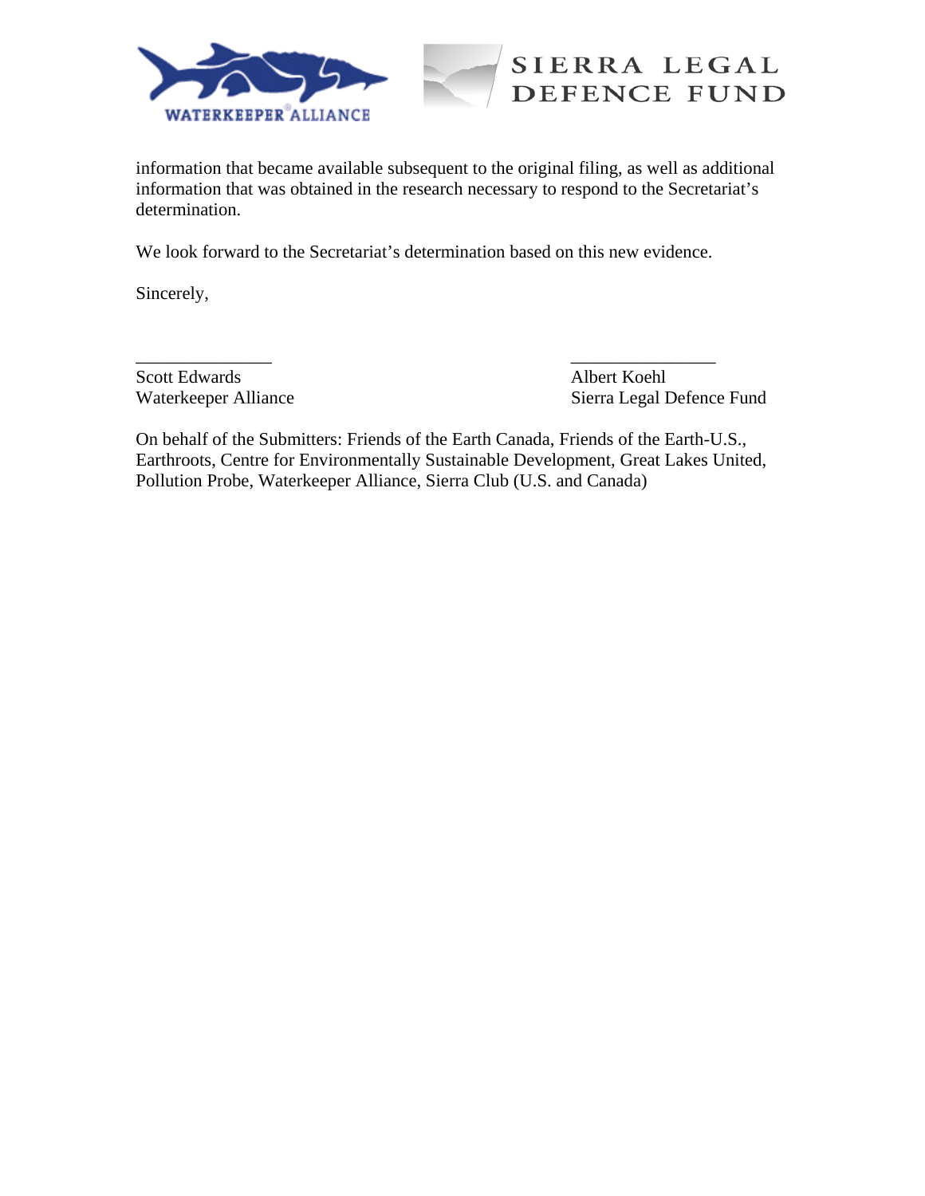information that became available subsequent to the original filing, as well as additional information that was obtained in the research necessary to respond to the Secretariat's determination.

We look forward to the Secretariat's determination based on this new evidence.

Sincerely,

Scott Edwards
Waterkeeper Alliance

Albert Koehl
Sierra Legal Defence Fund

On behalf of the Submitters: Friends of the Earth Canada, Friends of the Earth-U.S., Earthroots, Centre for Environmentally Sustainable Development, Great Lakes United, Pollution Probe, Waterkeeper Alliance, Sierra Club (U.S. and Canada)